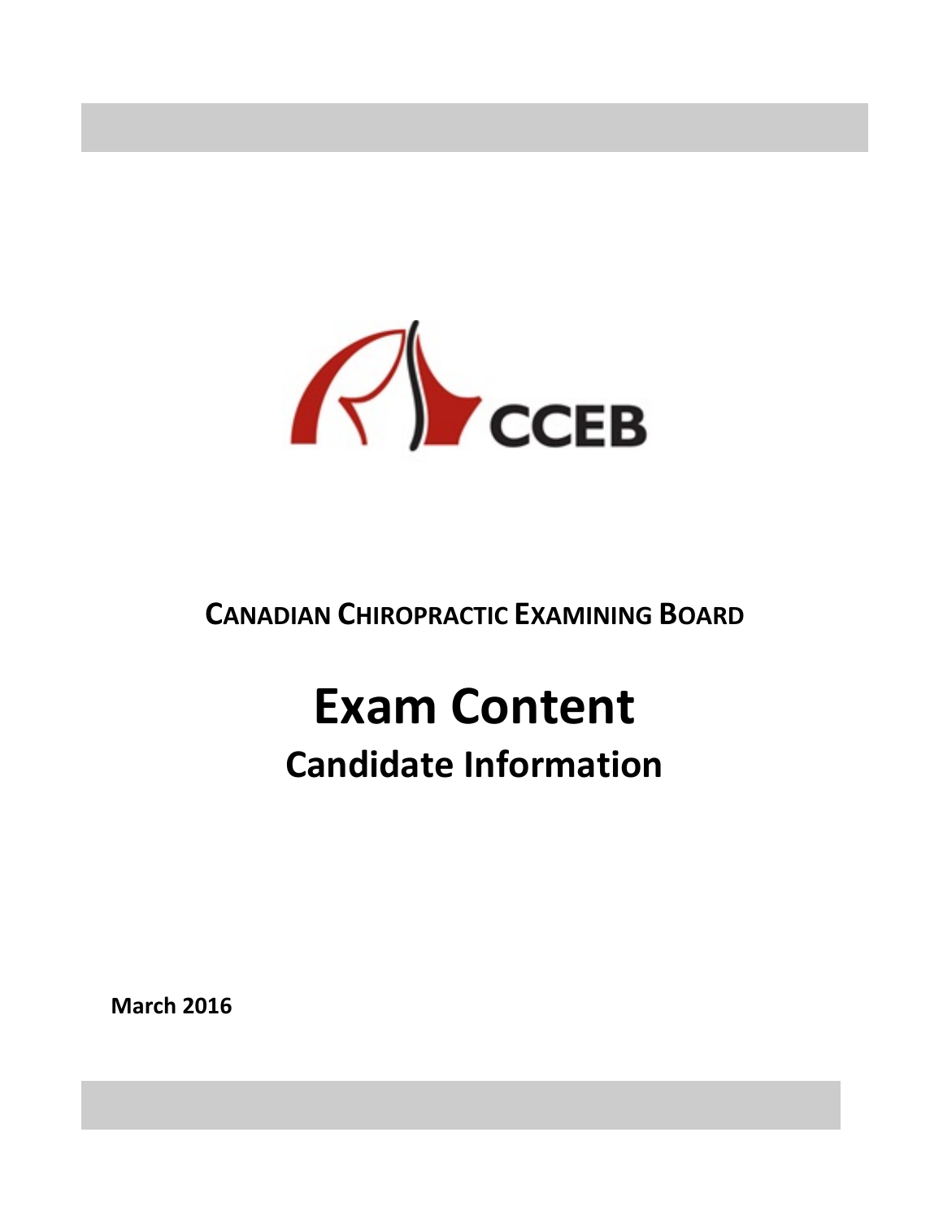CCEB

**CANADIAN CHIROPRACTIC EXAMINING BOARD**

# Exam Content

## Candidate Information

**March 2016**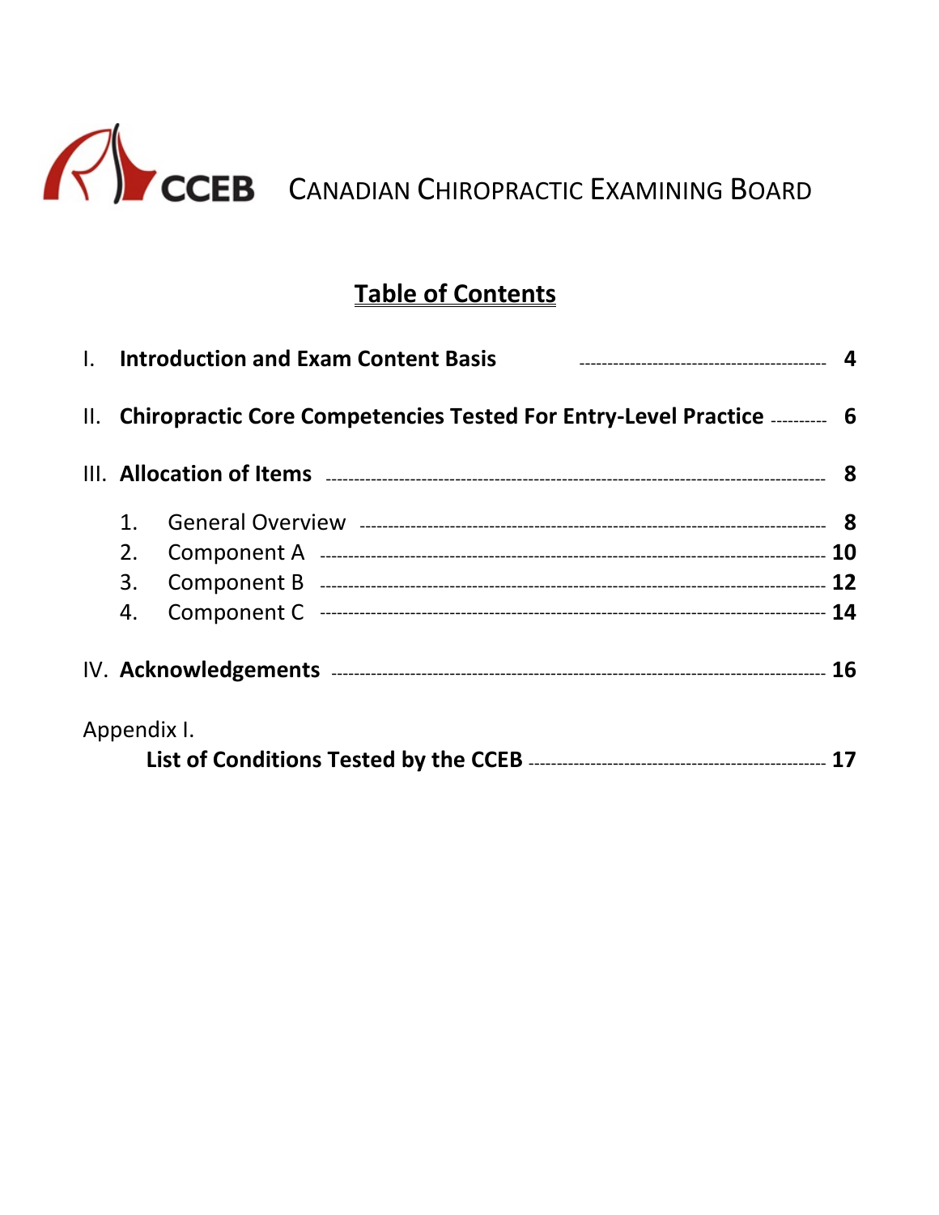CCEB CANADIAN CHIROPRACTIC EXAMINING BOARD

# Table of Contents

I. **Introduction and Exam Content Basis** ---------- **4**

II. **Chiropractic Core Competencies Tested For Entry-Level Practice** ---------- **6**

III. **Allocation of Items** ---------- **8**

1. General Overview ---------- **8**
2. Component A ---------- **10**
3. Component B ---------- **12**
4. Component C ---------- **14**

IV. **Acknowledgements** ---------- **16**

Appendix I.

**List of Conditions Tested by the CCEB** ---------- **17**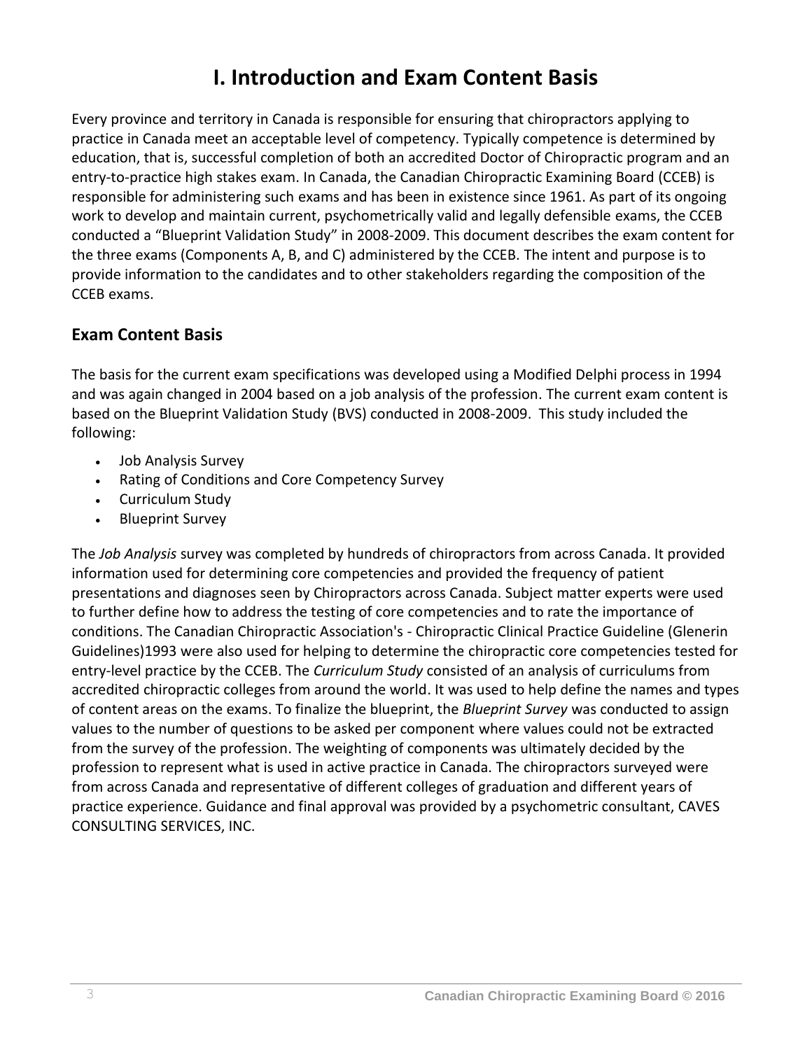# I. Introduction and Exam Content Basis

Every province and territory in Canada is responsible for ensuring that chiropractors applying to practice in Canada meet an acceptable level of competency. Typically competence is determined by education, that is, successful completion of both an accredited Doctor of Chiropractic program and an entry-to-practice high stakes exam. In Canada, the Canadian Chiropractic Examining Board (CCEB) is responsible for administering such exams and has been in existence since 1961. As part of its ongoing work to develop and maintain current, psychometrically valid and legally defensible exams, the CCEB conducted a "Blueprint Validation Study" in 2008-2009. This document describes the exam content for the three exams (Components A, B, and C) administered by the CCEB. The intent and purpose is to provide information to the candidates and to other stakeholders regarding the composition of the CCEB exams.

## Exam Content Basis

The basis for the current exam specifications was developed using a Modified Delphi process in 1994 and was again changed in 2004 based on a job analysis of the profession. The current exam content is based on the Blueprint Validation Study (BVS) conducted in 2008-2009. This study included the following:

- Job Analysis Survey
- Rating of Conditions and Core Competency Survey
- Curriculum Study
- Blueprint Survey

The *Job Analysis* survey was completed by hundreds of chiropractors from across Canada. It provided information used for determining core competencies and provided the frequency of patient presentations and diagnoses seen by Chiropractors across Canada. Subject matter experts were used to further define how to address the testing of core competencies and to rate the importance of conditions. The Canadian Chiropractic Association's - Chiropractic Clinical Practice Guideline (Glenerin Guidelines)1993 were also used for helping to determine the chiropractic core competencies tested for entry-level practice by the CCEB. The *Curriculum Study* consisted of an analysis of curriculums from accredited chiropractic colleges from around the world. It was used to help define the names and types of content areas on the exams. To finalize the blueprint, the *Blueprint Survey* was conducted to assign values to the number of questions to be asked per component where values could not be extracted from the survey of the profession. The weighting of components was ultimately decided by the profession to represent what is used in active practice in Canada. The chiropractors surveyed were from across Canada and representative of different colleges of graduation and different years of practice experience. Guidance and final approval was provided by a psychometric consultant, CAVES CONSULTING SERVICES, INC.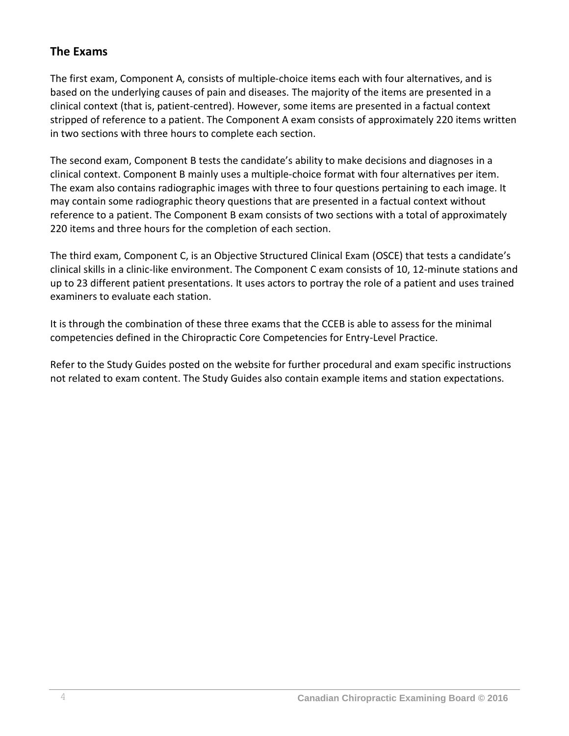## The Exams

The first exam, Component A, consists of multiple-choice items each with four alternatives, and is based on the underlying causes of pain and diseases. The majority of the items are presented in a clinical context (that is, patient-centred). However, some items are presented in a factual context stripped of reference to a patient. The Component A exam consists of approximately 220 items written in two sections with three hours to complete each section.

The second exam, Component B tests the candidate's ability to make decisions and diagnoses in a clinical context. Component B mainly uses a multiple-choice format with four alternatives per item. The exam also contains radiographic images with three to four questions pertaining to each image. It may contain some radiographic theory questions that are presented in a factual context without reference to a patient. The Component B exam consists of two sections with a total of approximately 220 items and three hours for the completion of each section.

The third exam, Component C, is an Objective Structured Clinical Exam (OSCE) that tests a candidate's clinical skills in a clinic-like environment. The Component C exam consists of 10, 12-minute stations and up to 23 different patient presentations. It uses actors to portray the role of a patient and uses trained examiners to evaluate each station.

It is through the combination of these three exams that the CCEB is able to assess for the minimal competencies defined in the Chiropractic Core Competencies for Entry-Level Practice.

Refer to the Study Guides posted on the website for further procedural and exam specific instructions not related to exam content. The Study Guides also contain example items and station expectations.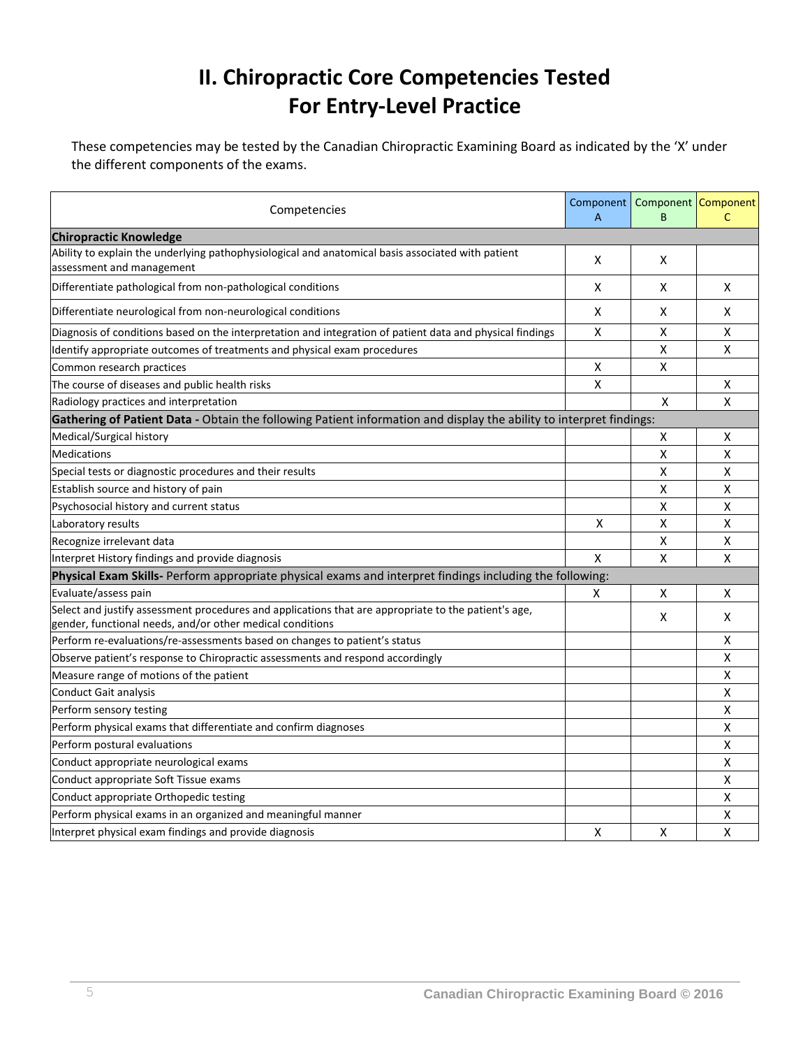# II. Chiropractic Core Competencies Tested For Entry-Level Practice

These competencies may be tested by the Canadian Chiropractic Examining Board as indicated by the 'X' under the different components of the exams.

| Competencies | Component A | Component B | Component C |
|---|---|---|---|
| **Chiropractic Knowledge** | | | |
| Ability to explain the underlying pathophysiological and anatomical basis associated with patient assessment and management | X | X | |
| Differentiate pathological from non-pathological conditions | X | X | X |
| Differentiate neurological from non-neurological conditions | X | X | X |
| Diagnosis of conditions based on the interpretation and integration of patient data and physical findings | X | X | X |
| Identify appropriate outcomes of treatments and physical exam procedures | | X | X |
| Common research practices | X | X | |
| The course of diseases and public health risks | X | | X |
| Radiology practices and interpretation | | X | X |
| **Gathering of Patient Data -** Obtain the following Patient information and display the ability to interpret findings: | | | |
| Medical/Surgical history | | X | X |
| Medications | | X | X |
| Special tests or diagnostic procedures and their results | | X | X |
| Establish source and history of pain | | X | X |
| Psychosocial history and current status | | X | X |
| Laboratory results | X | X | X |
| Recognize irrelevant data | | X | X |
| Interpret History findings and provide diagnosis | X | X | X |
| **Physical Exam Skills-** Perform appropriate physical exams and interpret findings including the following: | | | |
| Evaluate/assess pain | X | X | X |
| Select and justify assessment procedures and applications that are appropriate to the patient's age, gender, functional needs, and/or other medical conditions | | X | X |
| Perform re-evaluations/re-assessments based on changes to patient's status | | | X |
| Observe patient's response to Chiropractic assessments and respond accordingly | | | X |
| Measure range of motions of the patient | | | X |
| Conduct Gait analysis | | | X |
| Perform sensory testing | | | X |
| Perform physical exams that differentiate and confirm diagnoses | | | X |
| Perform postural evaluations | | | X |
| Conduct appropriate neurological exams | | | X |
| Conduct appropriate Soft Tissue exams | | | X |
| Conduct appropriate Orthopedic testing | | | X |
| Perform physical exams in an organized and meaningful manner | | | X |
| Interpret physical exam findings and provide diagnosis | X | X | X |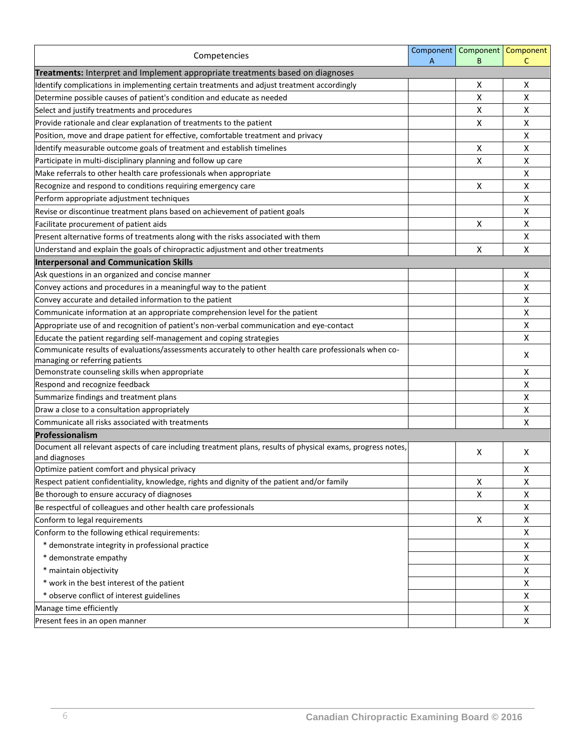| Competencies | Component A | Component B | Component C |
|---|---|---|---|
| **Treatments:** Interpret and Implement appropriate treatments based on diagnoses | | | |
| Identify complications in implementing certain treatments and adjust treatment accordingly | | X | X |
| Determine possible causes of patient's condition and educate as needed | | X | X |
| Select and justify treatments and procedures | | X | X |
| Provide rationale and clear explanation of treatments to the patient | | X | X |
| Position, move and drape patient for effective, comfortable treatment and privacy | | | X |
| Identify measurable outcome goals of treatment and establish timelines | | X | X |
| Participate in multi-disciplinary planning and follow up care | | X | X |
| Make referrals to other health care professionals when appropriate | | | X |
| Recognize and respond to conditions requiring emergency care | | X | X |
| Perform appropriate adjustment techniques | | | X |
| Revise or discontinue treatment plans based on achievement of patient goals | | | X |
| Facilitate procurement of patient aids | | X | X |
| Present alternative forms of treatments along with the risks associated with them | | | X |
| Understand and explain the goals of chiropractic adjustment and other treatments | | X | X |
| **Interpersonal and Communication Skills** | | | |
| Ask questions in an organized and concise manner | | | X |
| Convey actions and procedures in a meaningful way to the patient | | | X |
| Convey accurate and detailed information to the patient | | | X |
| Communicate information at an appropriate comprehension level for the patient | | | X |
| Appropriate use of and recognition of patient's non-verbal communication and eye-contact | | | X |
| Educate the patient regarding self-management and coping strategies | | | X |
| Communicate results of evaluations/assessments accurately to other health care professionals when co-managing or referring patients | | | X |
| Demonstrate counseling skills when appropriate | | | X |
| Respond and recognize feedback | | | X |
| Summarize findings and treatment plans | | | X |
| Draw a close to a consultation appropriately | | | X |
| Communicate all risks associated with treatments | | | X |
| **Professionalism** | | | |
| Document all relevant aspects of care including treatment plans, results of physical exams, progress notes, and diagnoses | | X | X |
| Optimize patient comfort and physical privacy | | | X |
| Respect patient confidentiality, knowledge, rights and dignity of the patient and/or family | | X | X |
| Be thorough to ensure accuracy of diagnoses | | X | X |
| Be respectful of colleagues and other health care professionals | | | X |
| Conform to legal requirements | | X | X |
| Conform to the following ethical requirements: | | | X |
| * demonstrate integrity in professional practice | | | X |
| * demonstrate empathy | | | X |
| * maintain objectivity | | | X |
| * work in the best interest of the patient | | | X |
| * observe conflict of interest guidelines | | | X |
| Manage time efficiently | | | X |
| Present fees in an open manner | | | X |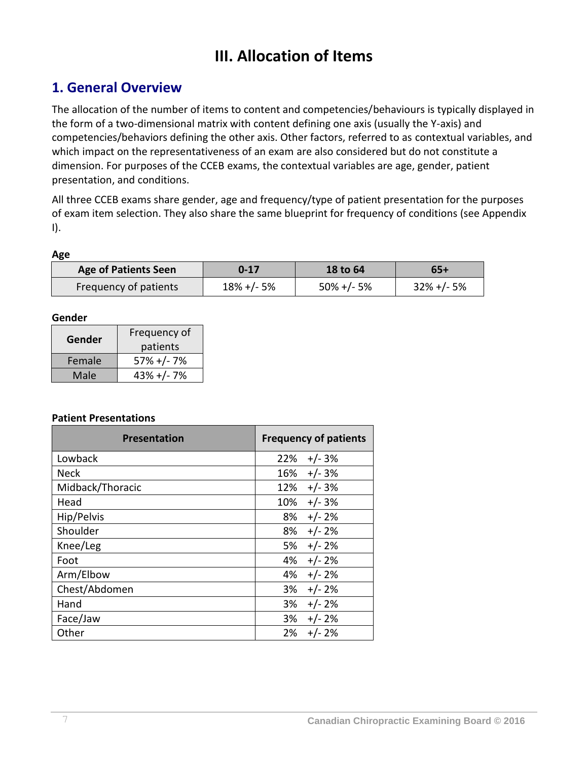# III. Allocation of Items

## 1. General Overview

The allocation of the number of items to content and competencies/behaviours is typically displayed in the form of a two-dimensional matrix with content defining one axis (usually the Y-axis) and competencies/behaviors defining the other axis. Other factors, referred to as contextual variables, and which impact on the representativeness of an exam are also considered but do not constitute a dimension. For purposes of the CCEB exams, the contextual variables are age, gender, patient presentation, and conditions.

All three CCEB exams share gender, age and frequency/type of patient presentation for the purposes of exam item selection. They also share the same blueprint for frequency of conditions (see Appendix I).

**Age**

| Age of Patients Seen | 0-17 | 18 to 64 | 65+ |
|---|---|---|---|
| Frequency of patients | 18% +/- 5% | 50% +/- 5% | 32% +/- 5% |

**Gender**

| Gender | Frequency of patients |
|---|---|
| Female | 57% +/- 7% |
| Male | 43% +/- 7% |

**Patient Presentations**

| Presentation | Frequency of patients |
|---|---|
| Lowback | 22% +/- 3% |
| Neck | 16% +/- 3% |
| Midback/Thoracic | 12% +/- 3% |
| Head | 10% +/- 3% |
| Hip/Pelvis | 8% +/- 2% |
| Shoulder | 8% +/- 2% |
| Knee/Leg | 5% +/- 2% |
| Foot | 4% +/- 2% |
| Arm/Elbow | 4% +/- 2% |
| Chest/Abdomen | 3% +/- 2% |
| Hand | 3% +/- 2% |
| Face/Jaw | 3% +/- 2% |
| Other | 2% +/- 2% |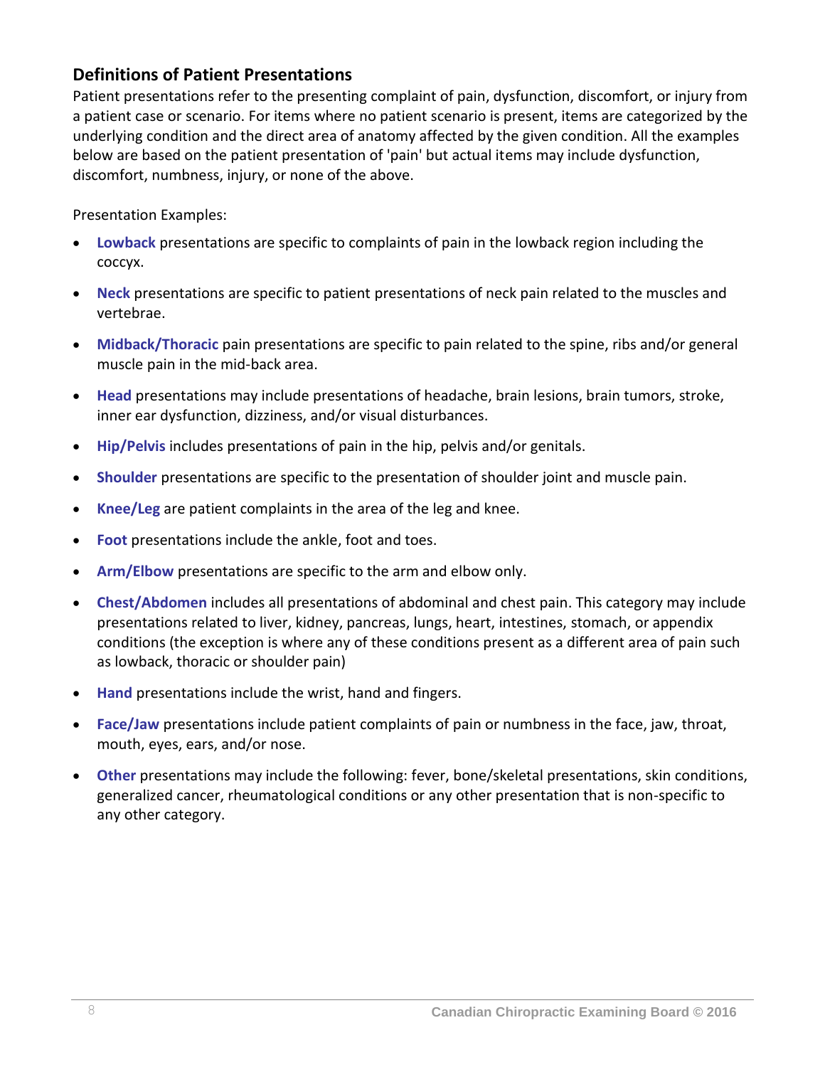## Definitions of Patient Presentations

Patient presentations refer to the presenting complaint of pain, dysfunction, discomfort, or injury from a patient case or scenario. For items where no patient scenario is present, items are categorized by the underlying condition and the direct area of anatomy affected by the given condition. All the examples below are based on the patient presentation of 'pain' but actual items may include dysfunction, discomfort, numbness, injury, or none of the above.

Presentation Examples:

- **Lowback** presentations are specific to complaints of pain in the lowback region including the coccyx.
- **Neck** presentations are specific to patient presentations of neck pain related to the muscles and vertebrae.
- **Midback/Thoracic** pain presentations are specific to pain related to the spine, ribs and/or general muscle pain in the mid-back area.
- **Head** presentations may include presentations of headache, brain lesions, brain tumors, stroke, inner ear dysfunction, dizziness, and/or visual disturbances.
- **Hip/Pelvis** includes presentations of pain in the hip, pelvis and/or genitals.
- **Shoulder** presentations are specific to the presentation of shoulder joint and muscle pain.
- **Knee/Leg** are patient complaints in the area of the leg and knee.
- **Foot** presentations include the ankle, foot and toes.
- **Arm/Elbow** presentations are specific to the arm and elbow only.
- **Chest/Abdomen** includes all presentations of abdominal and chest pain. This category may include presentations related to liver, kidney, pancreas, lungs, heart, intestines, stomach, or appendix conditions (the exception is where any of these conditions present as a different area of pain such as lowback, thoracic or shoulder pain)
- **Hand** presentations include the wrist, hand and fingers.
- **Face/Jaw** presentations include patient complaints of pain or numbness in the face, jaw, throat, mouth, eyes, ears, and/or nose.
- **Other** presentations may include the following: fever, bone/skeletal presentations, skin conditions, generalized cancer, rheumatological conditions or any other presentation that is non-specific to any other category.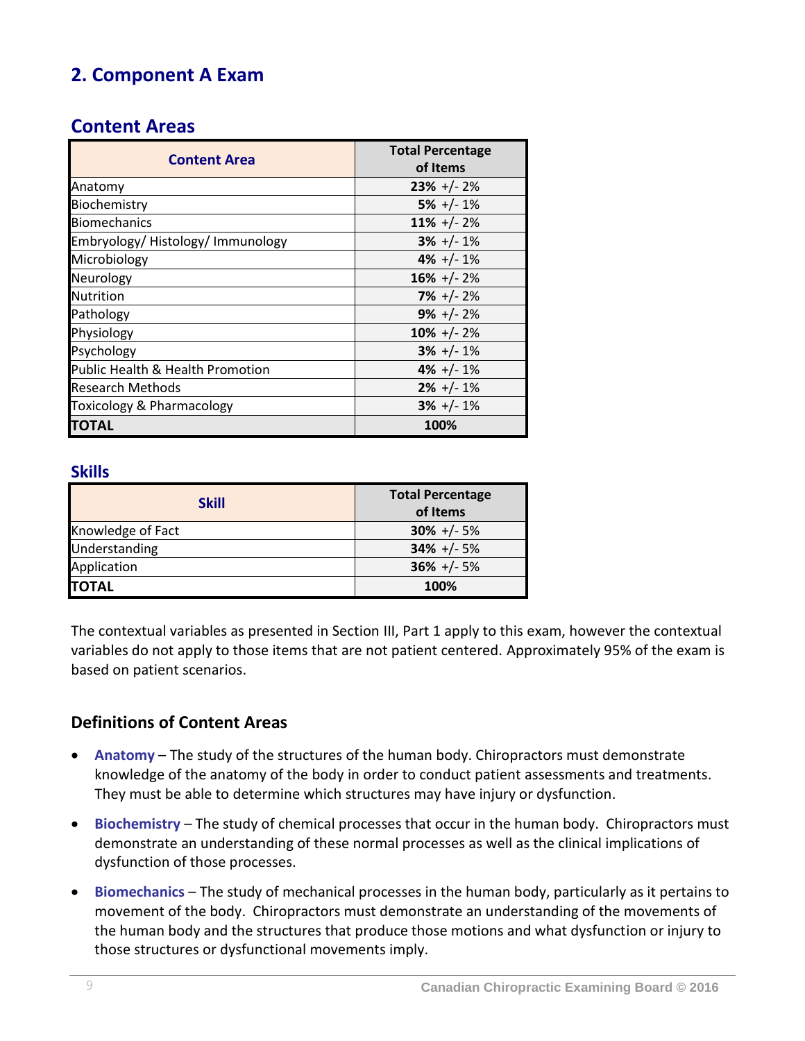## 2. Component A Exam

### Content Areas

| Content Area | Total Percentage of Items |
|---|---|
| Anatomy | **23%** +/- 2% |
| Biochemistry | **5%** +/- 1% |
| Biomechanics | **11%** +/- 2% |
| Embryology/ Histology/ Immunology | **3%** +/- 1% |
| Microbiology | **4%** +/- 1% |
| Neurology | **16%** +/- 2% |
| Nutrition | **7%** +/- 2% |
| Pathology | **9%** +/- 2% |
| Physiology | **10%** +/- 2% |
| Psychology | **3%** +/- 1% |
| Public Health & Health Promotion | **4%** +/- 1% |
| Research Methods | **2%** +/- 1% |
| Toxicology & Pharmacology | **3%** +/- 1% |
| **TOTAL** | **100%** |

### Skills

| Skill | Total Percentage of Items |
|---|---|
| Knowledge of Fact | **30%** +/- 5% |
| Understanding | **34%** +/- 5% |
| Application | **36%** +/- 5% |
| **TOTAL** | **100%** |

The contextual variables as presented in Section III, Part 1 apply to this exam, however the contextual variables do not apply to those items that are not patient centered. Approximately 95% of the exam is based on patient scenarios.

### Definitions of Content Areas

- **Anatomy** – The study of the structures of the human body. Chiropractors must demonstrate knowledge of the anatomy of the body in order to conduct patient assessments and treatments. They must be able to determine which structures may have injury or dysfunction.
- **Biochemistry** – The study of chemical processes that occur in the human body. Chiropractors must demonstrate an understanding of these normal processes as well as the clinical implications of dysfunction of those processes.
- **Biomechanics** – The study of mechanical processes in the human body, particularly as it pertains to movement of the body. Chiropractors must demonstrate an understanding of the movements of the human body and the structures that produce those motions and what dysfunction or injury to those structures or dysfunctional movements imply.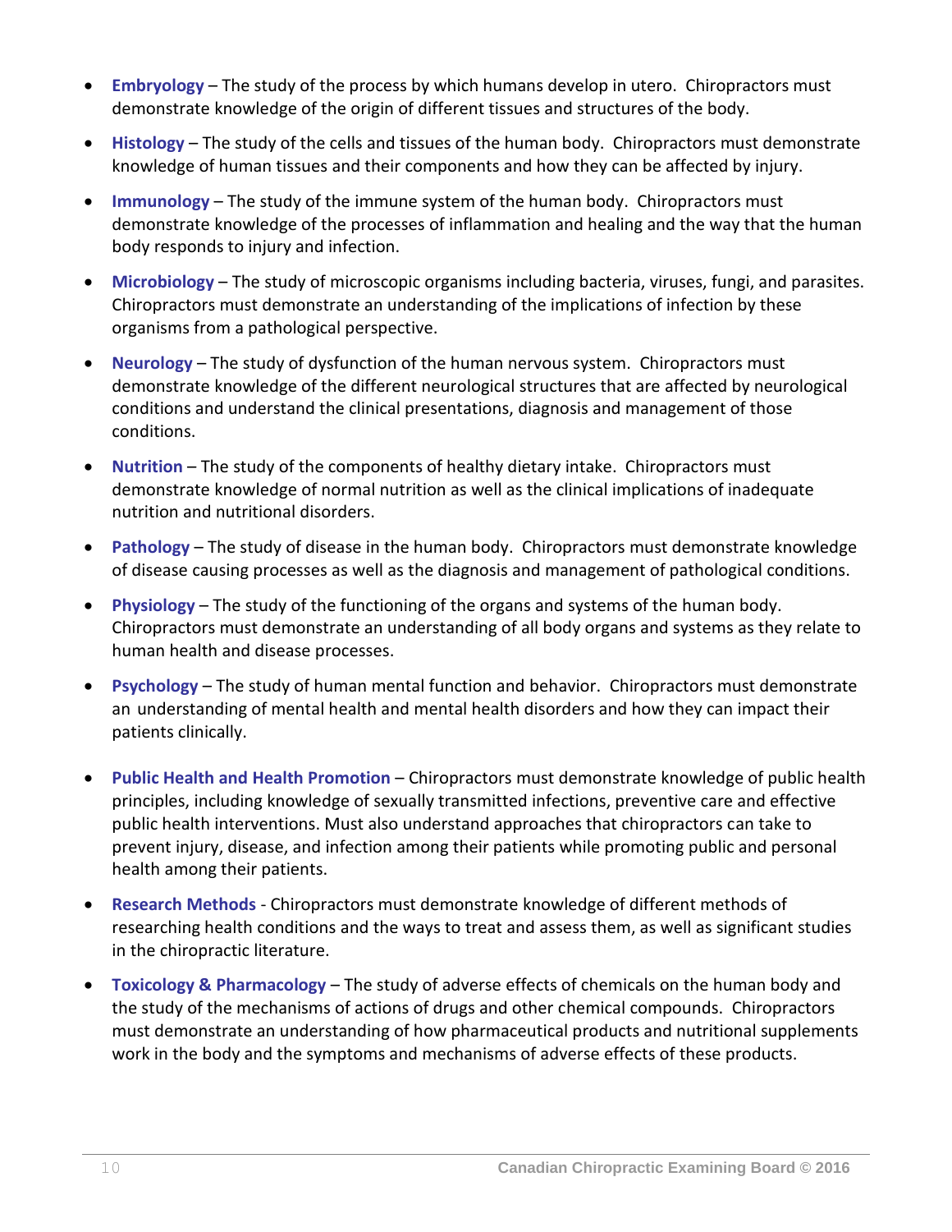- **Embryology** – The study of the process by which humans develop in utero. Chiropractors must demonstrate knowledge of the origin of different tissues and structures of the body.
- **Histology** – The study of the cells and tissues of the human body. Chiropractors must demonstrate knowledge of human tissues and their components and how they can be affected by injury.
- **Immunology** – The study of the immune system of the human body. Chiropractors must demonstrate knowledge of the processes of inflammation and healing and the way that the human body responds to injury and infection.
- **Microbiology** – The study of microscopic organisms including bacteria, viruses, fungi, and parasites. Chiropractors must demonstrate an understanding of the implications of infection by these organisms from a pathological perspective.
- **Neurology** – The study of dysfunction of the human nervous system. Chiropractors must demonstrate knowledge of the different neurological structures that are affected by neurological conditions and understand the clinical presentations, diagnosis and management of those conditions.
- **Nutrition** – The study of the components of healthy dietary intake. Chiropractors must demonstrate knowledge of normal nutrition as well as the clinical implications of inadequate nutrition and nutritional disorders.
- **Pathology** – The study of disease in the human body. Chiropractors must demonstrate knowledge of disease causing processes as well as the diagnosis and management of pathological conditions.
- **Physiology** – The study of the functioning of the organs and systems of the human body. Chiropractors must demonstrate an understanding of all body organs and systems as they relate to human health and disease processes.
- **Psychology** – The study of human mental function and behavior. Chiropractors must demonstrate an understanding of mental health and mental health disorders and how they can impact their patients clinically.
- **Public Health and Health Promotion** – Chiropractors must demonstrate knowledge of public health principles, including knowledge of sexually transmitted infections, preventive care and effective public health interventions. Must also understand approaches that chiropractors can take to prevent injury, disease, and infection among their patients while promoting public and personal health among their patients.
- **Research Methods** - Chiropractors must demonstrate knowledge of different methods of researching health conditions and the ways to treat and assess them, as well as significant studies in the chiropractic literature.
- **Toxicology & Pharmacology** – The study of adverse effects of chemicals on the human body and the study of the mechanisms of actions of drugs and other chemical compounds. Chiropractors must demonstrate an understanding of how pharmaceutical products and nutritional supplements work in the body and the symptoms and mechanisms of adverse effects of these products.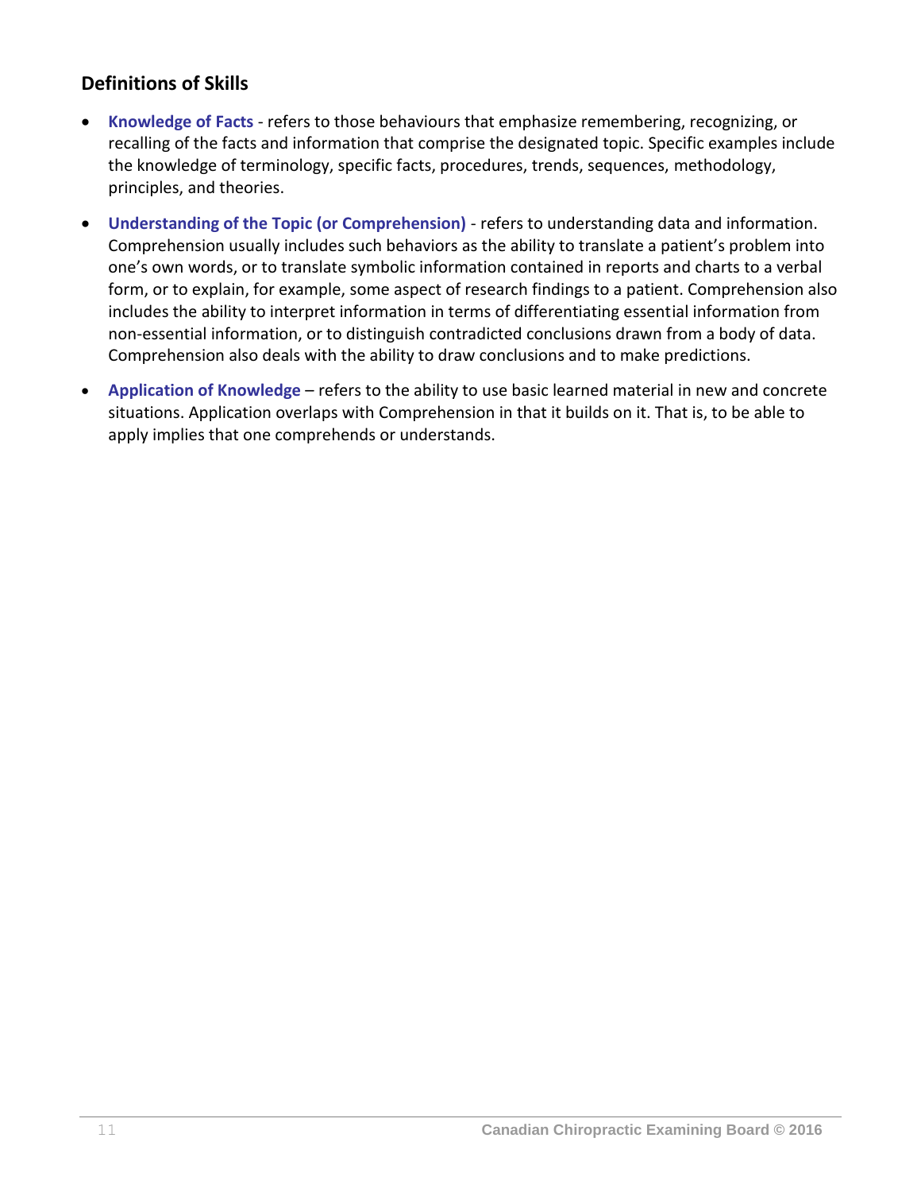## Definitions of Skills

- **Knowledge of Facts** - refers to those behaviours that emphasize remembering, recognizing, or recalling of the facts and information that comprise the designated topic. Specific examples include the knowledge of terminology, specific facts, procedures, trends, sequences, methodology, principles, and theories.
- **Understanding of the Topic (or Comprehension)** - refers to understanding data and information. Comprehension usually includes such behaviors as the ability to translate a patient's problem into one's own words, or to translate symbolic information contained in reports and charts to a verbal form, or to explain, for example, some aspect of research findings to a patient. Comprehension also includes the ability to interpret information in terms of differentiating essential information from non-essential information, or to distinguish contradicted conclusions drawn from a body of data. Comprehension also deals with the ability to draw conclusions and to make predictions.
- **Application of Knowledge** – refers to the ability to use basic learned material in new and concrete situations. Application overlaps with Comprehension in that it builds on it. That is, to be able to apply implies that one comprehends or understands.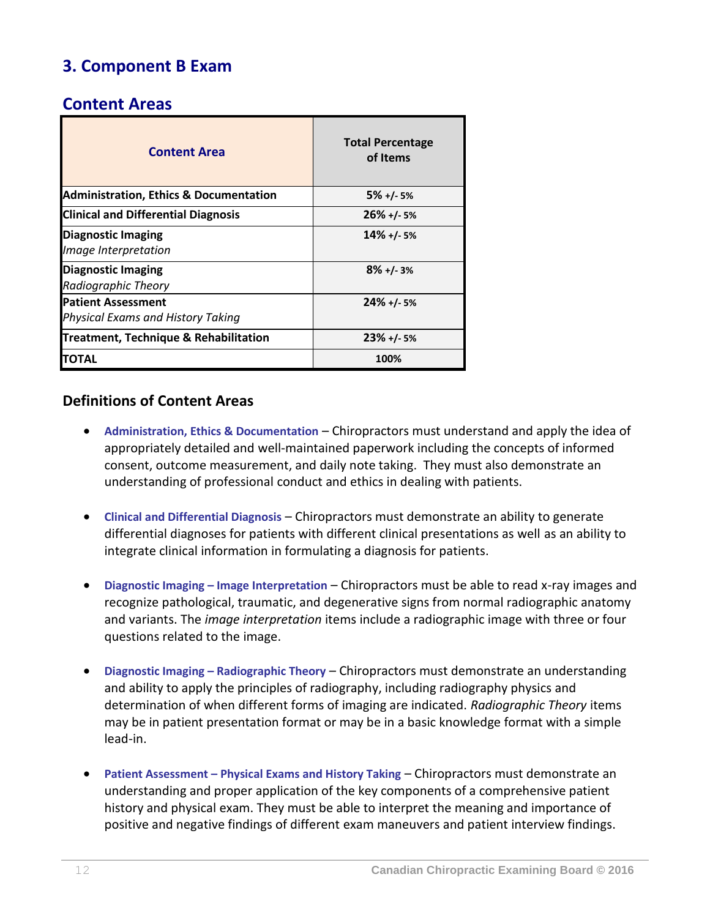## 3. Component B Exam

### Content Areas

| Content Area | Total Percentage of Items |
|---|---|
| **Administration, Ethics & Documentation** | **5%** +/- 5% |
| **Clinical and Differential Diagnosis** | **26%** +/- 5% |
| **Diagnostic Imaging**<br>*Image Interpretation* | **14%** +/- 5% |
| **Diagnostic Imaging**<br>*Radiographic Theory* | **8%** +/- 3% |
| **Patient Assessment**<br>*Physical Exams and History Taking* | **24%** +/- 5% |
| **Treatment, Technique & Rehabilitation** | **23%** +/- 5% |
| **TOTAL** | **100%** |

### Definitions of Content Areas

- **Administration, Ethics & Documentation** – Chiropractors must understand and apply the idea of appropriately detailed and well-maintained paperwork including the concepts of informed consent, outcome measurement, and daily note taking. They must also demonstrate an understanding of professional conduct and ethics in dealing with patients.

- **Clinical and Differential Diagnosis** – Chiropractors must demonstrate an ability to generate differential diagnoses for patients with different clinical presentations as well as an ability to integrate clinical information in formulating a diagnosis for patients.

- **Diagnostic Imaging – Image Interpretation** – Chiropractors must be able to read x-ray images and recognize pathological, traumatic, and degenerative signs from normal radiographic anatomy and variants. The *image interpretation* items include a radiographic image with three or four questions related to the image.

- **Diagnostic Imaging – Radiographic Theory** – Chiropractors must demonstrate an understanding and ability to apply the principles of radiography, including radiography physics and determination of when different forms of imaging are indicated. *Radiographic Theory* items may be in patient presentation format or may be in a basic knowledge format with a simple lead-in.

- **Patient Assessment – Physical Exams and History Taking** – Chiropractors must demonstrate an understanding and proper application of the key components of a comprehensive patient history and physical exam. They must be able to interpret the meaning and importance of positive and negative findings of different exam maneuvers and patient interview findings.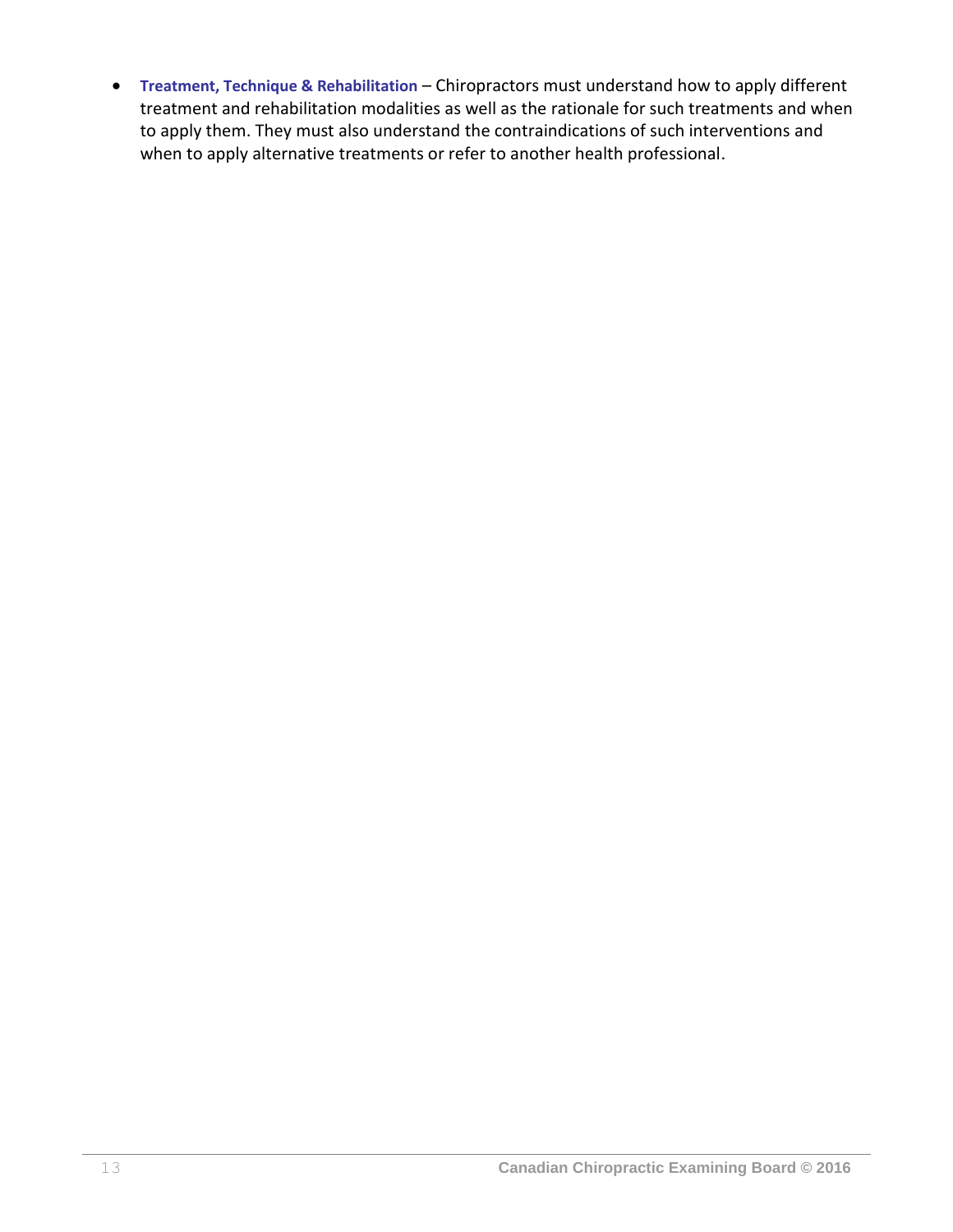- **Treatment, Technique & Rehabilitation** – Chiropractors must understand how to apply different treatment and rehabilitation modalities as well as the rationale for such treatments and when to apply them. They must also understand the contraindications of such interventions and when to apply alternative treatments or refer to another health professional.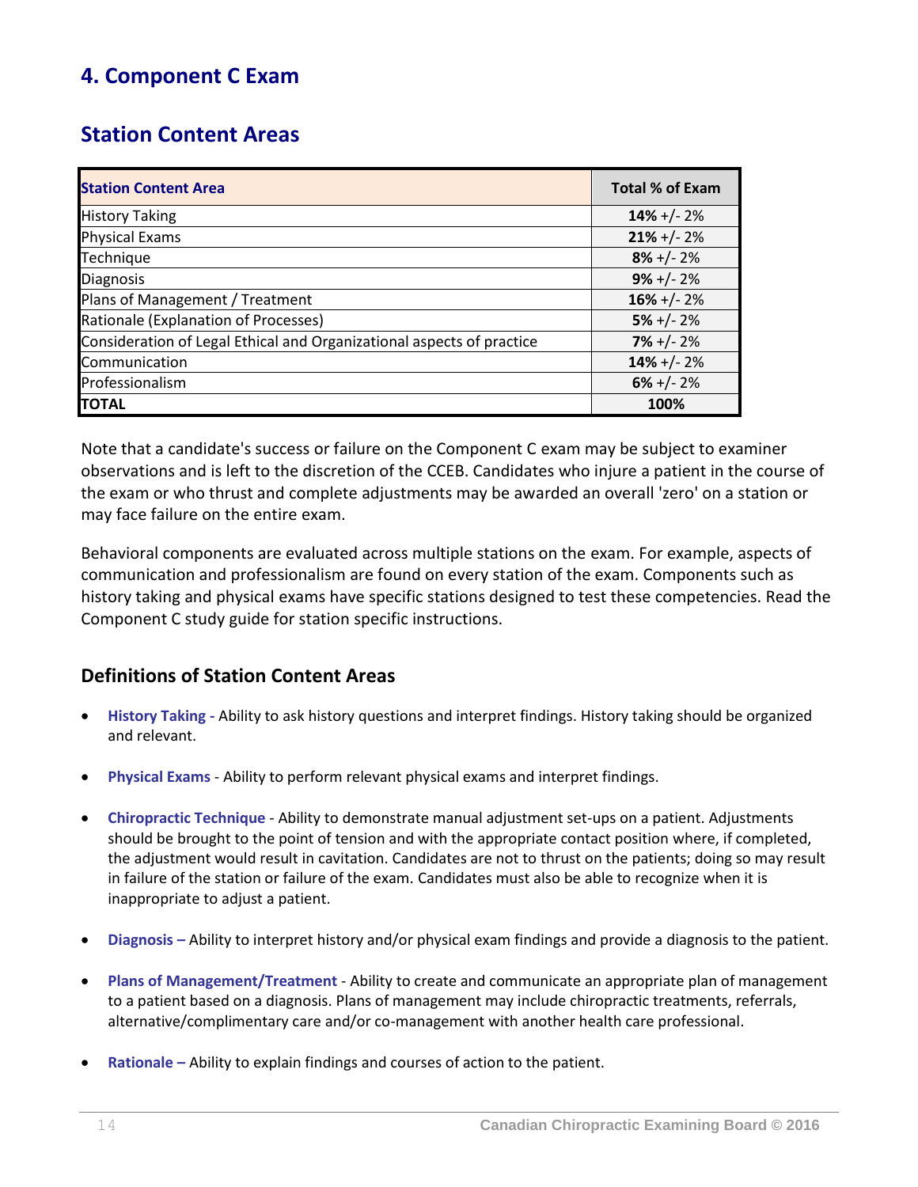## 4. Component C Exam

## Station Content Areas

| Station Content Area | Total % of Exam |
|---|---|
| History Taking | **14%** +/- 2% |
| Physical Exams | **21%** +/- 2% |
| Technique | **8%** +/- 2% |
| Diagnosis | **9%** +/- 2% |
| Plans of Management / Treatment | **16%** +/- 2% |
| Rationale (Explanation of Processes) | **5%** +/- 2% |
| Consideration of Legal Ethical and Organizational aspects of practice | **7%** +/- 2% |
| Communication | **14%** +/- 2% |
| Professionalism | **6%** +/- 2% |
| **TOTAL** | **100%** |

Note that a candidate's success or failure on the Component C exam may be subject to examiner observations and is left to the discretion of the CCEB. Candidates who injure a patient in the course of the exam or who thrust and complete adjustments may be awarded an overall 'zero' on a station or may face failure on the entire exam.

Behavioral components are evaluated across multiple stations on the exam. For example, aspects of communication and professionalism are found on every station of the exam. Components such as history taking and physical exams have specific stations designed to test these competencies. Read the Component C study guide for station specific instructions.

### Definitions of Station Content Areas

- **History Taking -** Ability to ask history questions and interpret findings. History taking should be organized and relevant.
- **Physical Exams** - Ability to perform relevant physical exams and interpret findings.
- **Chiropractic Technique** - Ability to demonstrate manual adjustment set-ups on a patient. Adjustments should be brought to the point of tension and with the appropriate contact position where, if completed, the adjustment would result in cavitation. Candidates are not to thrust on the patients; doing so may result in failure of the station or failure of the exam. Candidates must also be able to recognize when it is inappropriate to adjust a patient.
- **Diagnosis –** Ability to interpret history and/or physical exam findings and provide a diagnosis to the patient.
- **Plans of Management/Treatment** - Ability to create and communicate an appropriate plan of management to a patient based on a diagnosis. Plans of management may include chiropractic treatments, referrals, alternative/complimentary care and/or co-management with another health care professional.
- **Rationale –** Ability to explain findings and courses of action to the patient.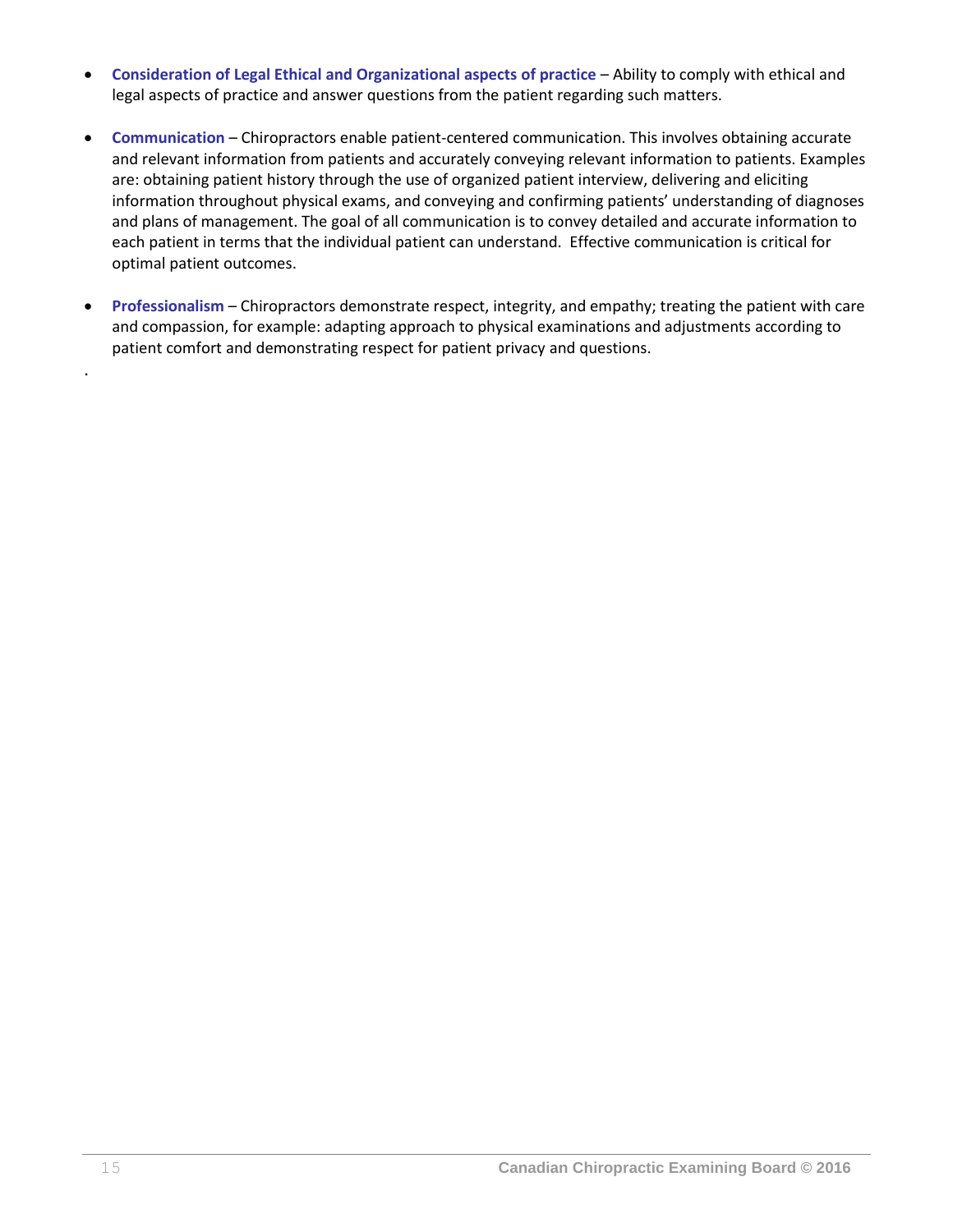- **Consideration of Legal Ethical and Organizational aspects of practice** – Ability to comply with ethical and legal aspects of practice and answer questions from the patient regarding such matters.

- **Communication** – Chiropractors enable patient-centered communication. This involves obtaining accurate and relevant information from patients and accurately conveying relevant information to patients. Examples are: obtaining patient history through the use of organized patient interview, delivering and eliciting information throughout physical exams, and conveying and confirming patients' understanding of diagnoses and plans of management. The goal of all communication is to convey detailed and accurate information to each patient in terms that the individual patient can understand. Effective communication is critical for optimal patient outcomes.

- **Professionalism** – Chiropractors demonstrate respect, integrity, and empathy; treating the patient with care and compassion, for example: adapting approach to physical examinations and adjustments according to patient comfort and demonstrating respect for patient privacy and questions.

.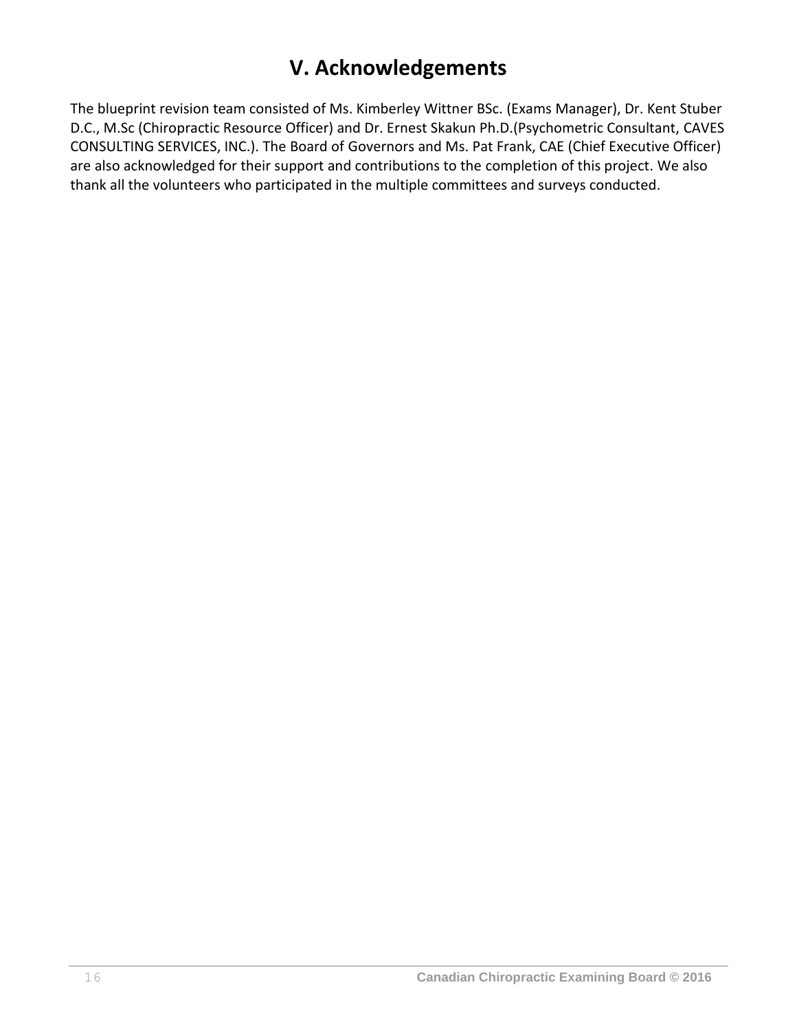# V. Acknowledgements

The blueprint revision team consisted of Ms. Kimberley Wittner BSc. (Exams Manager), Dr. Kent Stuber D.C., M.Sc (Chiropractic Resource Officer) and Dr. Ernest Skakun Ph.D.(Psychometric Consultant, CAVES CONSULTING SERVICES, INC.). The Board of Governors and Ms. Pat Frank, CAE (Chief Executive Officer) are also acknowledged for their support and contributions to the completion of this project. We also thank all the volunteers who participated in the multiple committees and surveys conducted.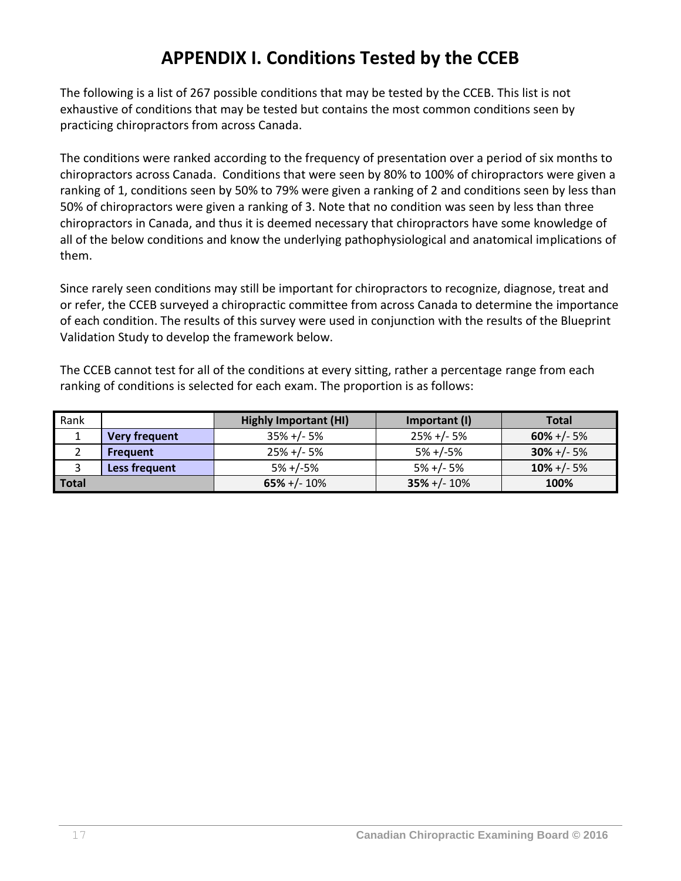# APPENDIX I. Conditions Tested by the CCEB

The following is a list of 267 possible conditions that may be tested by the CCEB. This list is not exhaustive of conditions that may be tested but contains the most common conditions seen by practicing chiropractors from across Canada.

The conditions were ranked according to the frequency of presentation over a period of six months to chiropractors across Canada. Conditions that were seen by 80% to 100% of chiropractors were given a ranking of 1, conditions seen by 50% to 79% were given a ranking of 2 and conditions seen by less than 50% of chiropractors were given a ranking of 3. Note that no condition was seen by less than three chiropractors in Canada, and thus it is deemed necessary that chiropractors have some knowledge of all of the below conditions and know the underlying pathophysiological and anatomical implications of them.

Since rarely seen conditions may still be important for chiropractors to recognize, diagnose, treat and or refer, the CCEB surveyed a chiropractic committee from across Canada to determine the importance of each condition. The results of this survey were used in conjunction with the results of the Blueprint Validation Study to develop the framework below.

The CCEB cannot test for all of the conditions at every sitting, rather a percentage range from each ranking of conditions is selected for each exam. The proportion is as follows:

| Rank | | Highly Important (HI) | Important (I) | Total |
|---|---|---|---|---|
| 1 | **Very frequent** | 35% +/- 5% | 25% +/- 5% | **60%** +/- 5% |
| 2 | **Frequent** | 25% +/- 5% | 5% +/-5% | **30%** +/- 5% |
| 3 | **Less frequent** | 5% +/-5% | 5% +/- 5% | **10%** +/- 5% |
| **Total** | | **65%** +/- 10% | **35%** +/- 10% | **100%** |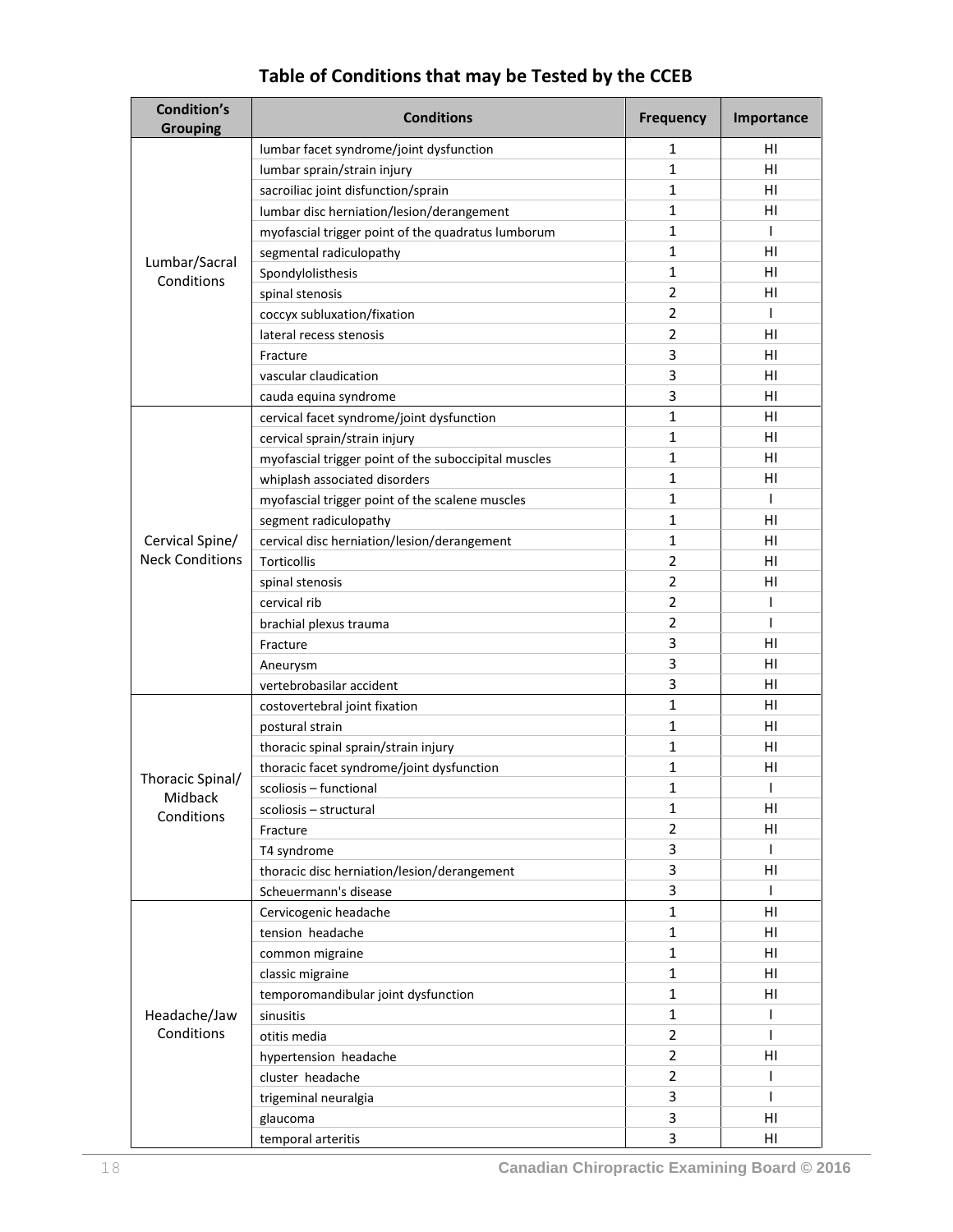## Table of Conditions that may be Tested by the CCEB

| Condition's Grouping | Conditions | Frequency | Importance |
|---|---|---|---|
| Lumbar/Sacral Conditions | lumbar facet syndrome/joint dysfunction | 1 | HI |
| | lumbar sprain/strain injury | 1 | HI |
| | sacroiliac joint disfunction/sprain | 1 | HI |
| | lumbar disc herniation/lesion/derangement | 1 | HI |
| | myofascial trigger point of the quadratus lumborum | 1 | I |
| | segmental radiculopathy | 1 | HI |
| | Spondylolisthesis | 1 | HI |
| | spinal stenosis | 2 | HI |
| | coccyx subluxation/fixation | 2 | I |
| | lateral recess stenosis | 2 | HI |
| | Fracture | 3 | HI |
| | vascular claudication | 3 | HI |
| | cauda equina syndrome | 3 | HI |
| Cervical Spine/ Neck Conditions | cervical facet syndrome/joint dysfunction | 1 | HI |
| | cervical sprain/strain injury | 1 | HI |
| | myofascial trigger point of the suboccipital muscles | 1 | HI |
| | whiplash associated disorders | 1 | HI |
| | myofascial trigger point of the scalene muscles | 1 | I |
| | segment radiculopathy | 1 | HI |
| | cervical disc herniation/lesion/derangement | 1 | HI |
| | Torticollis | 2 | HI |
| | spinal stenosis | 2 | HI |
| | cervical rib | 2 | I |
| | brachial plexus trauma | 2 | I |
| | Fracture | 3 | HI |
| | Aneurysm | 3 | HI |
| | vertebrobasilar accident | 3 | HI |
| Thoracic Spinal/ Midback Conditions | costovertebral joint fixation | 1 | HI |
| | postural strain | 1 | HI |
| | thoracic spinal sprain/strain injury | 1 | HI |
| | thoracic facet syndrome/joint dysfunction | 1 | HI |
| | scoliosis – functional | 1 | I |
| | scoliosis – structural | 1 | HI |
| | Fracture | 2 | HI |
| | T4 syndrome | 3 | I |
| | thoracic disc herniation/lesion/derangement | 3 | HI |
| | Scheuermann's disease | 3 | I |
| Headache/Jaw Conditions | Cervicogenic headache | 1 | HI |
| | tension headache | 1 | HI |
| | common migraine | 1 | HI |
| | classic migraine | 1 | HI |
| | temporomandibular joint dysfunction | 1 | HI |
| | sinusitis | 1 | I |
| | otitis media | 2 | I |
| | hypertension headache | 2 | HI |
| | cluster headache | 2 | I |
| | trigeminal neuralgia | 3 | I |
| | glaucoma | 3 | HI |
| | temporal arteritis | 3 | HI |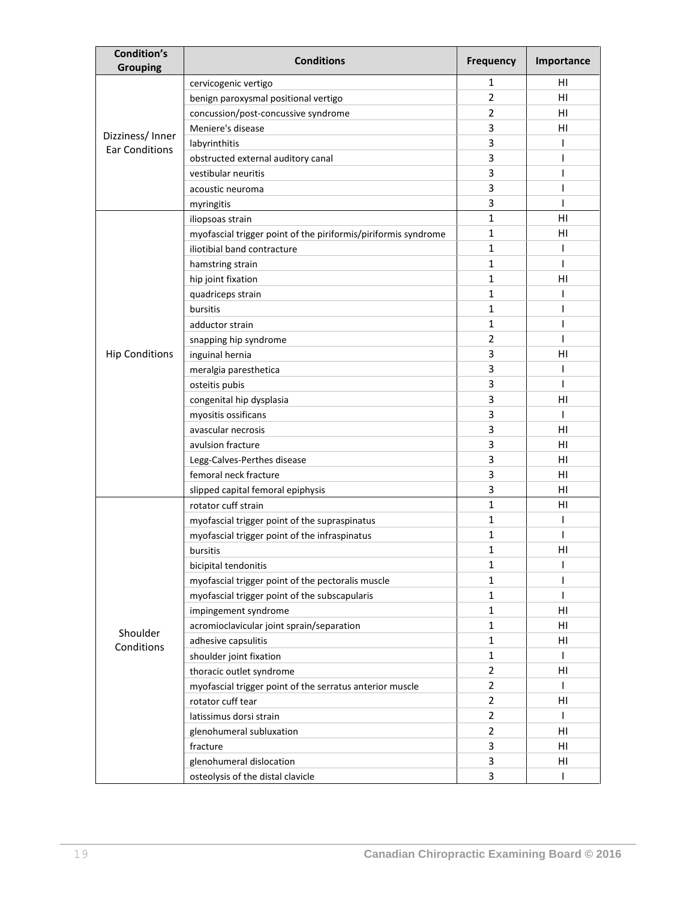| Condition's Grouping | Conditions | Frequency | Importance |
|---|---|---|---|
| Dizziness/ Inner Ear Conditions | cervicogenic vertigo | 1 | HI |
| | benign paroxysmal positional vertigo | 2 | HI |
| | concussion/post-concussive syndrome | 2 | HI |
| | Meniere's disease | 3 | HI |
| | labyrinthitis | 3 | I |
| | obstructed external auditory canal | 3 | I |
| | vestibular neuritis | 3 | I |
| | acoustic neuroma | 3 | I |
| | myringitis | 3 | I |
| Hip Conditions | iliopsoas strain | 1 | HI |
| | myofascial trigger point of the piriformis/piriformis syndrome | 1 | HI |
| | iliotibial band contracture | 1 | I |
| | hamstring strain | 1 | I |
| | hip joint fixation | 1 | HI |
| | quadriceps strain | 1 | I |
| | bursitis | 1 | I |
| | adductor strain | 1 | I |
| | snapping hip syndrome | 2 | I |
| | inguinal hernia | 3 | HI |
| | meralgia paresthetica | 3 | I |
| | osteitis pubis | 3 | I |
| | congenital hip dysplasia | 3 | HI |
| | myositis ossificans | 3 | I |
| | avascular necrosis | 3 | HI |
| | avulsion fracture | 3 | HI |
| | Legg-Calves-Perthes disease | 3 | HI |
| | femoral neck fracture | 3 | HI |
| | slipped capital femoral epiphysis | 3 | HI |
| Shoulder Conditions | rotator cuff strain | 1 | HI |
| | myofascial trigger point of the supraspinatus | 1 | I |
| | myofascial trigger point of the infraspinatus | 1 | I |
| | bursitis | 1 | HI |
| | bicipital tendonitis | 1 | I |
| | myofascial trigger point of the pectoralis muscle | 1 | I |
| | myofascial trigger point of the subscapularis | 1 | I |
| | impingement syndrome | 1 | HI |
| | acromioclavicular joint sprain/separation | 1 | HI |
| | adhesive capsulitis | 1 | HI |
| | shoulder joint fixation | 1 | I |
| | thoracic outlet syndrome | 2 | HI |
| | myofascial trigger point of the serratus anterior muscle | 2 | I |
| | rotator cuff tear | 2 | HI |
| | latissimus dorsi strain | 2 | I |
| | glenohumeral subluxation | 2 | HI |
| | fracture | 3 | HI |
| | glenohumeral dislocation | 3 | HI |
| | osteolysis of the distal clavicle | 3 | I |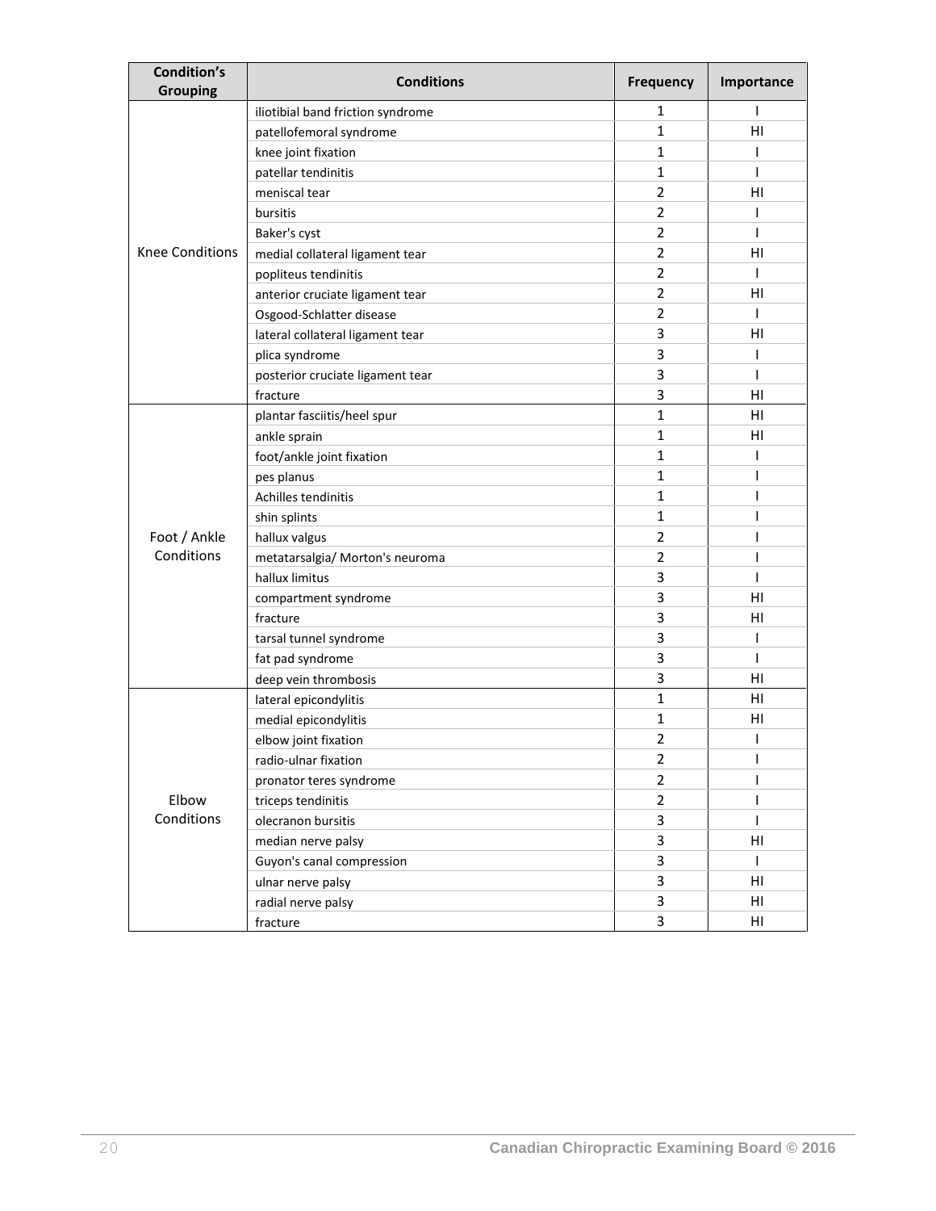| Condition's Grouping | Conditions | Frequency | Importance |
|---|---|---|---|
| Knee Conditions | iliotibial band friction syndrome | 1 | I |
| | patellofemoral syndrome | 1 | HI |
| | knee joint fixation | 1 | I |
| | patellar tendinitis | 1 | I |
| | meniscal tear | 2 | HI |
| | bursitis | 2 | I |
| | Baker's cyst | 2 | I |
| | medial collateral ligament tear | 2 | HI |
| | popliteus tendinitis | 2 | I |
| | anterior cruciate ligament tear | 2 | HI |
| | Osgood-Schlatter disease | 2 | I |
| | lateral collateral ligament tear | 3 | HI |
| | plica syndrome | 3 | I |
| | posterior cruciate ligament tear | 3 | I |
| | fracture | 3 | HI |
| Foot / Ankle Conditions | plantar fasciitis/heel spur | 1 | HI |
| | ankle sprain | 1 | HI |
| | foot/ankle joint fixation | 1 | I |
| | pes planus | 1 | I |
| | Achilles tendinitis | 1 | I |
| | shin splints | 1 | I |
| | hallux valgus | 2 | I |
| | metatarsalgia/ Morton's neuroma | 2 | I |
| | hallux limitus | 3 | I |
| | compartment syndrome | 3 | HI |
| | fracture | 3 | HI |
| | tarsal tunnel syndrome | 3 | I |
| | fat pad syndrome | 3 | I |
| | deep vein thrombosis | 3 | HI |
| Elbow Conditions | lateral epicondylitis | 1 | HI |
| | medial epicondylitis | 1 | HI |
| | elbow joint fixation | 2 | I |
| | radio-ulnar fixation | 2 | I |
| | pronator teres syndrome | 2 | I |
| | triceps tendinitis | 2 | I |
| | olecranon bursitis | 3 | I |
| | median nerve palsy | 3 | HI |
| | Guyon's canal compression | 3 | I |
| | ulnar nerve palsy | 3 | HI |
| | radial nerve palsy | 3 | HI |
| | fracture | 3 | HI |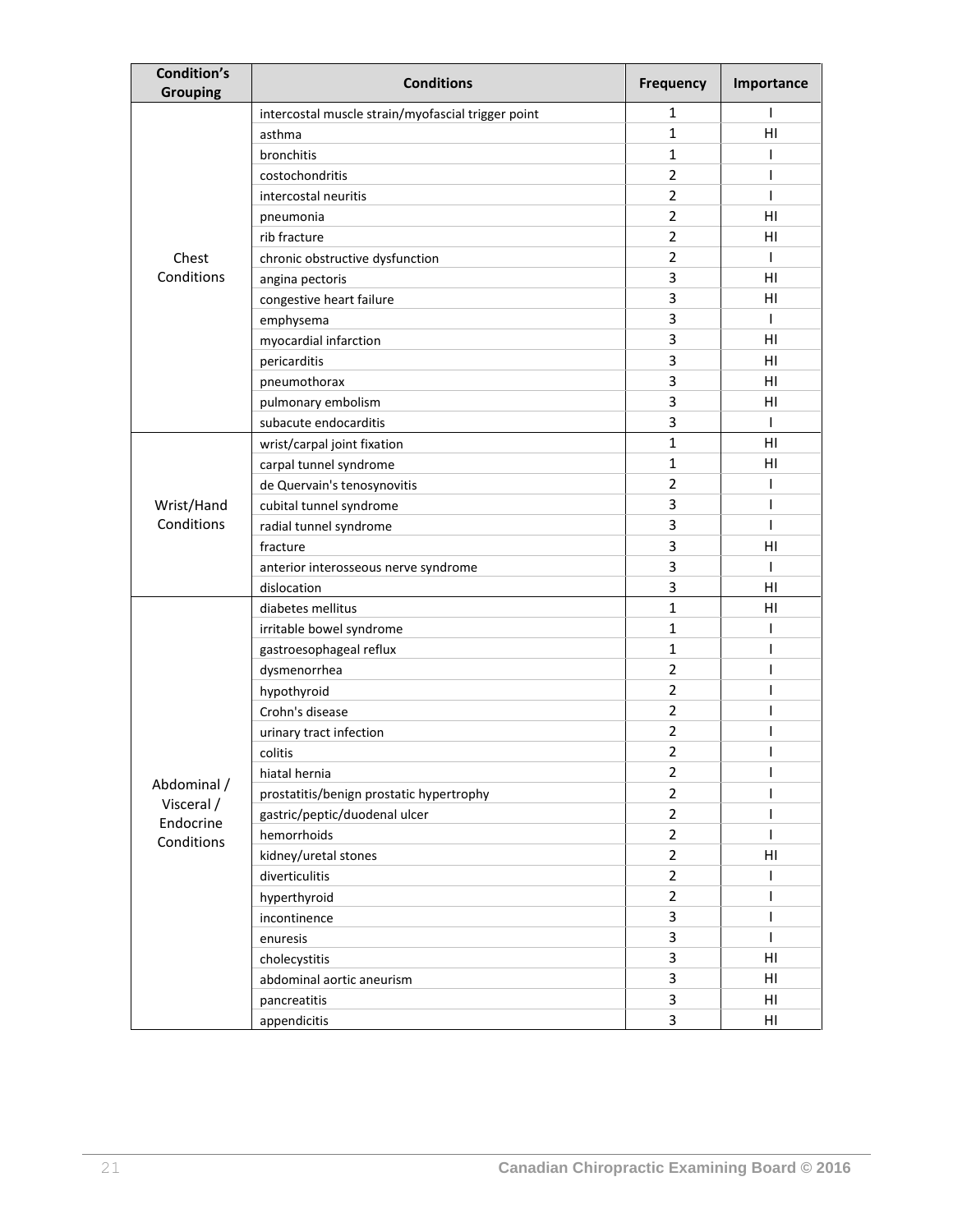| Condition's Grouping | Conditions | Frequency | Importance |
|---|---|---|---|
| Chest Conditions | intercostal muscle strain/myofascial trigger point | 1 | I |
| | asthma | 1 | HI |
| | bronchitis | 1 | I |
| | costochondritis | 2 | I |
| | intercostal neuritis | 2 | I |
| | pneumonia | 2 | HI |
| | rib fracture | 2 | HI |
| | chronic obstructive dysfunction | 2 | I |
| | angina pectoris | 3 | HI |
| | congestive heart failure | 3 | HI |
| | emphysema | 3 | I |
| | myocardial infarction | 3 | HI |
| | pericarditis | 3 | HI |
| | pneumothorax | 3 | HI |
| | pulmonary embolism | 3 | HI |
| | subacute endocarditis | 3 | I |
| Wrist/Hand Conditions | wrist/carpal joint fixation | 1 | HI |
| | carpal tunnel syndrome | 1 | HI |
| | de Quervain's tenosynovitis | 2 | I |
| | cubital tunnel syndrome | 3 | I |
| | radial tunnel syndrome | 3 | I |
| | fracture | 3 | HI |
| | anterior interosseous nerve syndrome | 3 | I |
| | dislocation | 3 | HI |
| Abdominal / Visceral / Endocrine Conditions | diabetes mellitus | 1 | HI |
| | irritable bowel syndrome | 1 | I |
| | gastroesophageal reflux | 1 | I |
| | dysmenorrhea | 2 | I |
| | hypothyroid | 2 | I |
| | Crohn's disease | 2 | I |
| | urinary tract infection | 2 | I |
| | colitis | 2 | I |
| | hiatal hernia | 2 | I |
| | prostatitis/benign prostatic hypertrophy | 2 | I |
| | gastric/peptic/duodenal ulcer | 2 | I |
| | hemorrhoids | 2 | I |
| | kidney/uretal stones | 2 | HI |
| | diverticulitis | 2 | I |
| | hyperthyroid | 2 | I |
| | incontinence | 3 | I |
| | enuresis | 3 | I |
| | cholecystitis | 3 | HI |
| | abdominal aortic aneurism | 3 | HI |
| | pancreatitis | 3 | HI |
| | appendicitis | 3 | HI |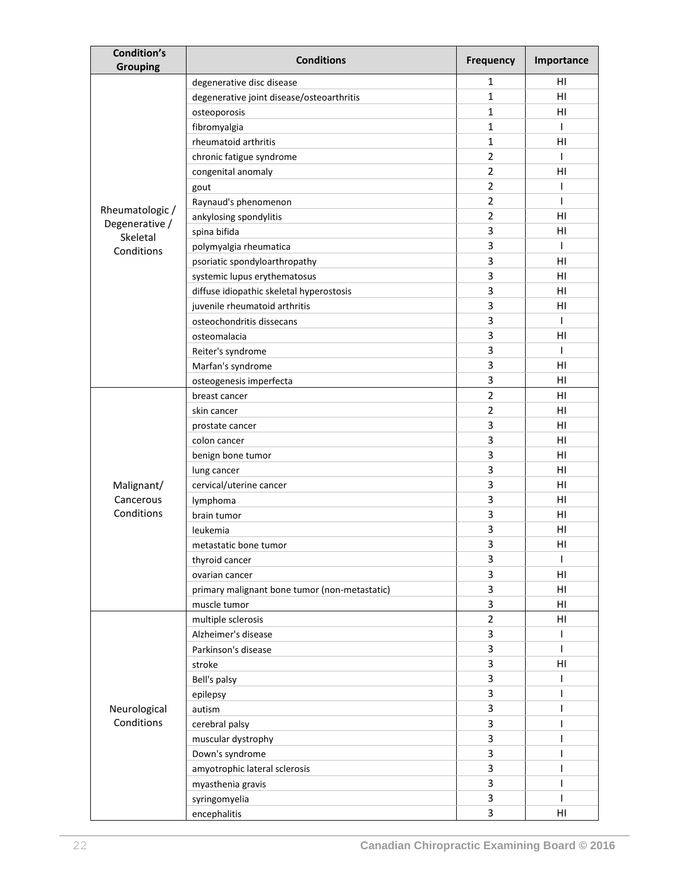| Condition's Grouping | Conditions | Frequency | Importance |
| --- | --- | --- | --- |
| Rheumatologic / Degenerative / Skeletal Conditions | degenerative disc disease | 1 | HI |
| | degenerative joint disease/osteoarthritis | 1 | HI |
| | osteoporosis | 1 | HI |
| | fibromyalgia | 1 | I |
| | rheumatoid arthritis | 1 | HI |
| | chronic fatigue syndrome | 2 | I |
| | congenital anomaly | 2 | HI |
| | gout | 2 | I |
| | Raynaud's phenomenon | 2 | I |
| | ankylosing spondylitis | 2 | HI |
| | spina bifida | 3 | HI |
| | polymyalgia rheumatica | 3 | I |
| | psoriatic spondyloarthropathy | 3 | HI |
| | systemic lupus erythematosus | 3 | HI |
| | diffuse idiopathic skeletal hyperostosis | 3 | HI |
| | juvenile rheumatoid arthritis | 3 | HI |
| | osteochondritis dissecans | 3 | I |
| | osteomalacia | 3 | HI |
| | Reiter's syndrome | 3 | I |
| | Marfan's syndrome | 3 | HI |
| | osteogenesis imperfecta | 3 | HI |
| Malignant/ Cancerous Conditions | breast cancer | 2 | HI |
| | skin cancer | 2 | HI |
| | prostate cancer | 3 | HI |
| | colon cancer | 3 | HI |
| | benign bone tumor | 3 | HI |
| | lung cancer | 3 | HI |
| | cervical/uterine cancer | 3 | HI |
| | lymphoma | 3 | HI |
| | brain tumor | 3 | HI |
| | leukemia | 3 | HI |
| | metastatic bone tumor | 3 | HI |
| | thyroid cancer | 3 | I |
| | ovarian cancer | 3 | HI |
| | primary malignant bone tumor (non-metastatic) | 3 | HI |
| | muscle tumor | 3 | HI |
| Neurological Conditions | multiple sclerosis | 2 | HI |
| | Alzheimer's disease | 3 | I |
| | Parkinson's disease | 3 | I |
| | stroke | 3 | HI |
| | Bell's palsy | 3 | I |
| | epilepsy | 3 | I |
| | autism | 3 | I |
| | cerebral palsy | 3 | I |
| | muscular dystrophy | 3 | I |
| | Down's syndrome | 3 | I |
| | amyotrophic lateral sclerosis | 3 | I |
| | myasthenia gravis | 3 | I |
| | syringomyelia | 3 | I |
| | encephalitis | 3 | HI |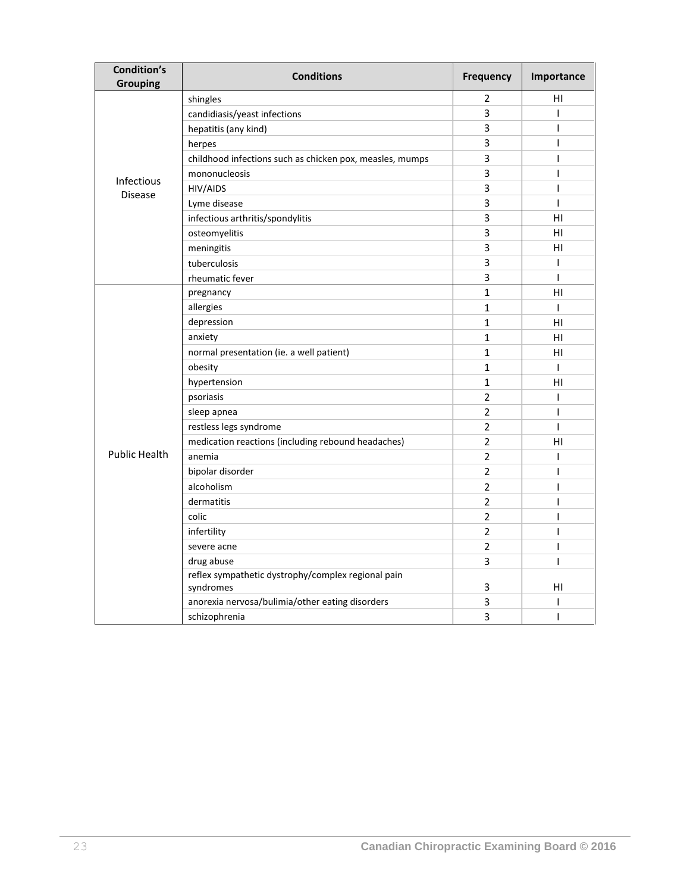| Condition's Grouping | Conditions | Frequency | Importance |
|---|---|---|---|
| Infectious Disease | shingles | 2 | HI |
| | candidiasis/yeast infections | 3 | I |
| | hepatitis (any kind) | 3 | I |
| | herpes | 3 | I |
| | childhood infections such as chicken pox, measles, mumps | 3 | I |
| | mononucleosis | 3 | I |
| | HIV/AIDS | 3 | I |
| | Lyme disease | 3 | I |
| | infectious arthritis/spondylitis | 3 | HI |
| | osteomyelitis | 3 | HI |
| | meningitis | 3 | HI |
| | tuberculosis | 3 | I |
| | rheumatic fever | 3 | I |
| Public Health | pregnancy | 1 | HI |
| | allergies | 1 | I |
| | depression | 1 | HI |
| | anxiety | 1 | HI |
| | normal presentation (ie. a well patient) | 1 | HI |
| | obesity | 1 | I |
| | hypertension | 1 | HI |
| | psoriasis | 2 | I |
| | sleep apnea | 2 | I |
| | restless legs syndrome | 2 | I |
| | medication reactions (including rebound headaches) | 2 | HI |
| | anemia | 2 | I |
| | bipolar disorder | 2 | I |
| | alcoholism | 2 | I |
| | dermatitis | 2 | I |
| | colic | 2 | I |
| | infertility | 2 | I |
| | severe acne | 2 | I |
| | drug abuse | 3 | I |
| | reflex sympathetic dystrophy/complex regional pain syndromes | 3 | HI |
| | anorexia nervosa/bulimia/other eating disorders | 3 | I |
| | schizophrenia | 3 | I |